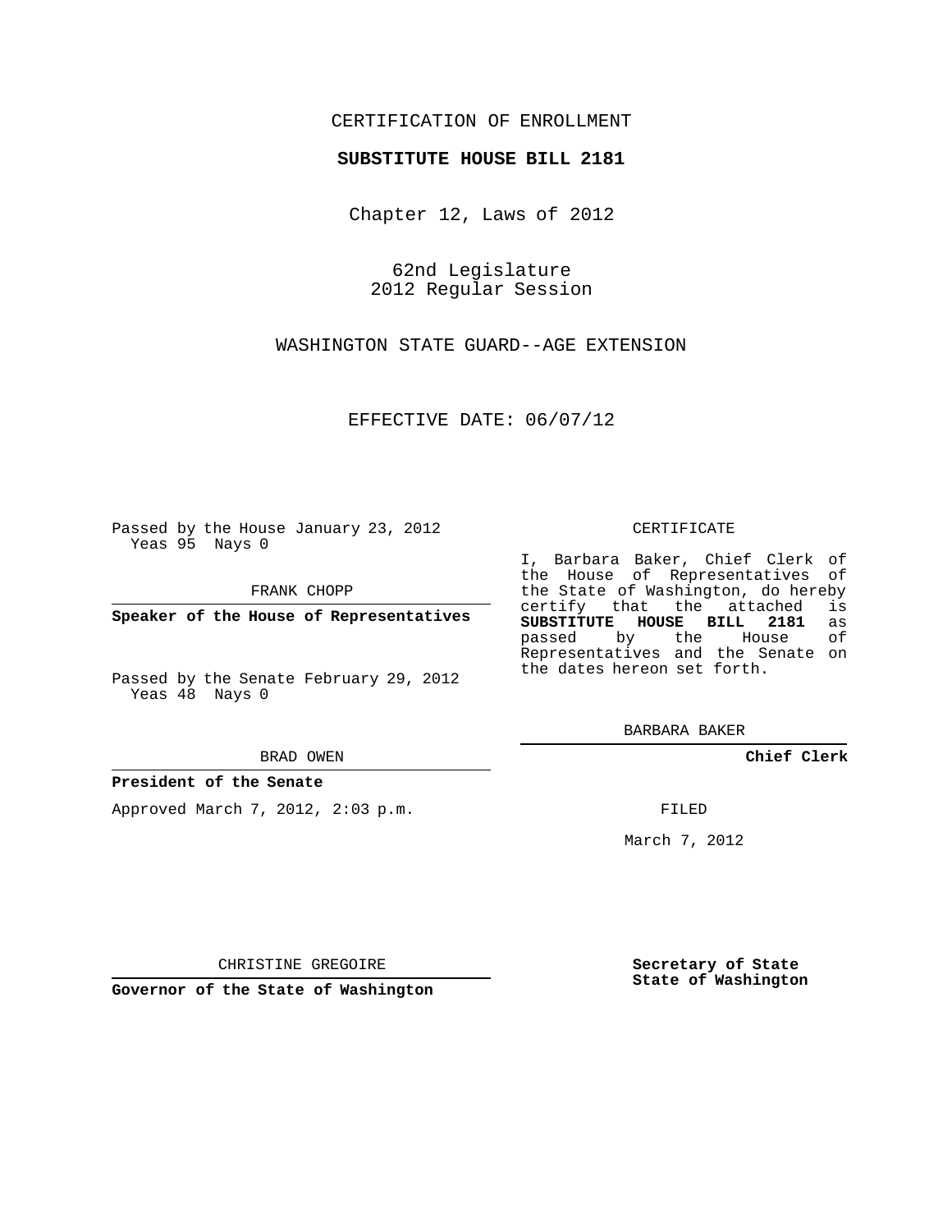CERTIFICATION OF ENROLLMENT

**SUBSTITUTE HOUSE BILL 2181**

Chapter 12, Laws of 2012

62nd Legislature
2012 Regular Session

WASHINGTON STATE GUARD--AGE EXTENSION

EFFECTIVE DATE: 06/07/12

Passed by the House January 23, 2012
Yeas 95 Nays 0

FRANK CHOPP

**Speaker of the House of Representatives**

Passed by the Senate February 29, 2012
Yeas 48 Nays 0

BRAD OWEN

**President of the Senate**

Approved March 7, 2012, 2:03 p.m.

CHRISTINE GREGOIRE

**Governor of the State of Washington**

CERTIFICATE

I, Barbara Baker, Chief Clerk of the House of Representatives of the State of Washington, do hereby certify that the attached is **SUBSTITUTE HOUSE BILL 2181** as passed by the House of Representatives and the Senate on the dates hereon set forth.

BARBARA BAKER

**Chief Clerk**

FILED

March 7, 2012

**Secretary of State**
**State of Washington**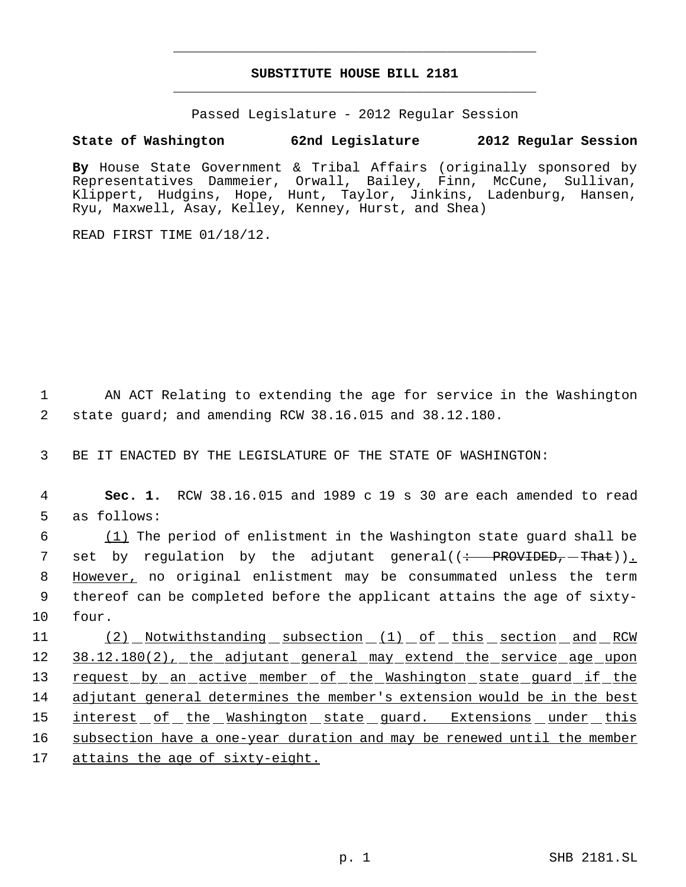# SUBSTITUTE HOUSE BILL 2181

Passed Legislature - 2012 Regular Session

**State of Washington 62nd Legislature 2012 Regular Session**

**By** House State Government & Tribal Affairs (originally sponsored by Representatives Dammeier, Orwall, Bailey, Finn, McCune, Sullivan, Klippert, Hudgins, Hope, Hunt, Taylor, Jinkins, Ladenburg, Hansen, Ryu, Maxwell, Asay, Kelley, Kenney, Hurst, and Shea)

READ FIRST TIME 01/18/12.

1 AN ACT Relating to extending the age for service in the Washington
2 state guard; and amending RCW 38.16.015 and 38.12.180.

3 BE IT ENACTED BY THE LEGISLATURE OF THE STATE OF WASHINGTON:

4 **Sec. 1.** RCW 38.16.015 and 1989 c 19 s 30 are each amended to read
5 as follows:

6 (1) The period of enlistment in the Washington state guard shall be
7 set by regulation by the adjutant general((: PROVIDED, That)).
8 However, no original enlistment may be consummated unless the term
9 thereof can be completed before the applicant attains the age of sixty-
10 four.

11 (2) Notwithstanding subsection (1) of this section and RCW
12 38.12.180(2), the adjutant general may extend the service age upon
13 request by an active member of the Washington state guard if the
14 adjutant general determines the member's extension would be in the best
15 interest of the Washington state guard. Extensions under this
16 subsection have a one-year duration and may be renewed until the member
17 attains the age of sixty-eight.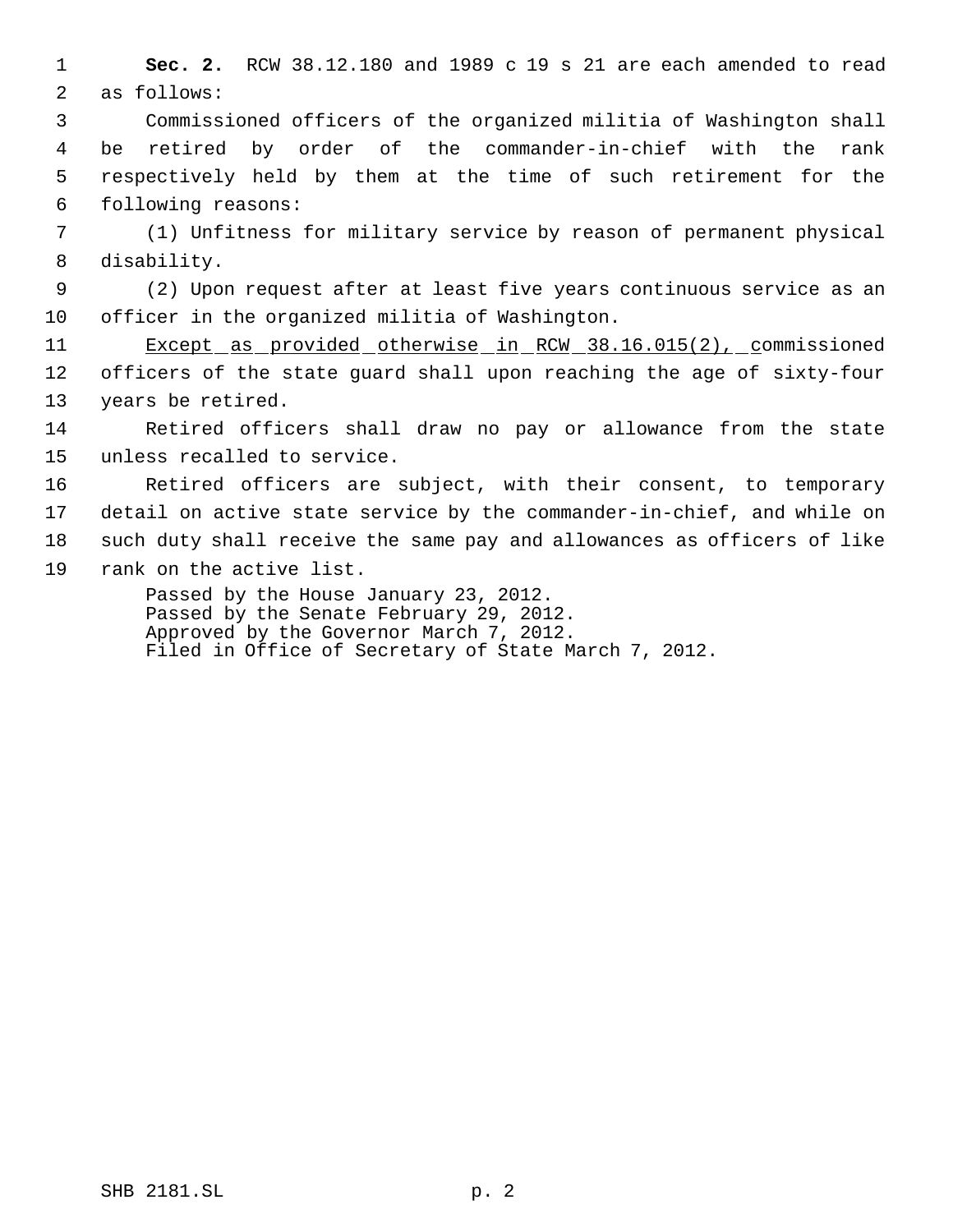**Sec. 2.** RCW 38.12.180 and 1989 c 19 s 21 are each amended to read as follows:

Commissioned officers of the organized militia of Washington shall be retired by order of the commander-in-chief with the rank respectively held by them at the time of such retirement for the following reasons:

(1) Unfitness for military service by reason of permanent physical disability.

(2) Upon request after at least five years continuous service as an officer in the organized militia of Washington.

<u>Except as provided otherwise in RCW 38.16.015(2), c</u>ommissioned officers of the state guard shall upon reaching the age of sixty-four years be retired.

Retired officers shall draw no pay or allowance from the state unless recalled to service.

Retired officers are subject, with their consent, to temporary detail on active state service by the commander-in-chief, and while on such duty shall receive the same pay and allowances as officers of like rank on the active list.

Passed by the House January 23, 2012.
Passed by the Senate February 29, 2012.
Approved by the Governor March 7, 2012.
Filed in Office of Secretary of State March 7, 2012.